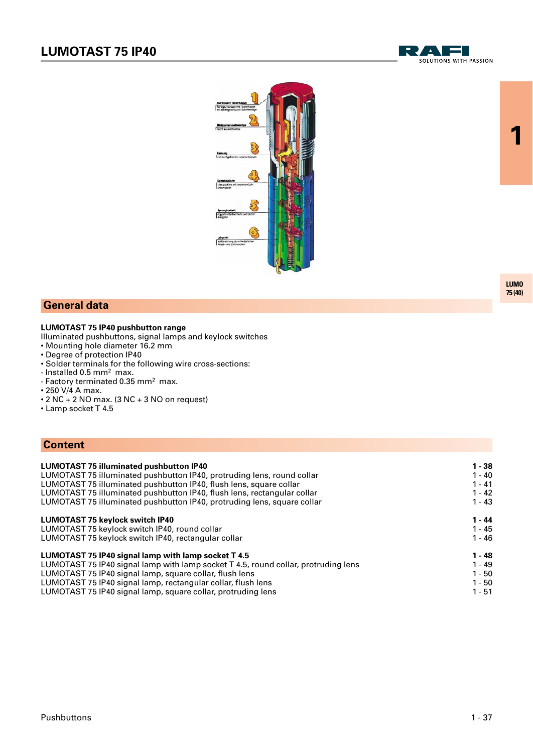# LUMOTAST 75 IP40

## General data

**LUMOTAST 75 IP40 pushbutton range**
Illuminated pushbuttons, signal lamps and keylock switches

- Mounting hole diameter 16.2 mm
- Degree of protection IP40
- Solder terminals for the following wire cross-sections:
  - Installed 0.5 mm$^2$ max.
  - Factory terminated 0.35 mm$^2$ max.
- 250 V/4 A max.
- 2 NC + 2 NO max. (3 NC + 3 NO on request)
- Lamp socket T 4.5

## Content

| | |
|---|---|
| **LUMOTAST 75 illuminated pushbutton IP40** | **1 - 38** |
| LUMOTAST 75 illuminated pushbutton IP40, protruding lens, round collar | 1 - 40 |
| LUMOTAST 75 illuminated pushbutton IP40, flush lens, square collar | 1 - 41 |
| LUMOTAST 75 illuminated pushbutton IP40, flush lens, rectangular collar | 1 - 42 |
| LUMOTAST 75 illuminated pushbutton IP40, protruding lens, square collar | 1 - 43 |
| **LUMOTAST 75 keylock switch IP40** | **1 - 44** |
| LUMOTAST 75 keylock switch IP40, round collar | 1 - 45 |
| LUMOTAST 75 keylock switch IP40, rectangular collar | 1 - 46 |
| **LUMOTAST 75 IP40 signal lamp with lamp socket T 4.5** | **1 - 48** |
| LUMOTAST 75 IP40 signal lamp with lamp socket T 4.5, round collar, protruding lens | 1 - 49 |
| LUMOTAST 75 IP40 signal lamp, square collar, flush lens | 1 - 50 |
| LUMOTAST 75 IP40 signal lamp, rectangular collar, flush lens | 1 - 50 |
| LUMOTAST 75 IP40 signal lamp, square collar, protruding lens | 1 - 51 |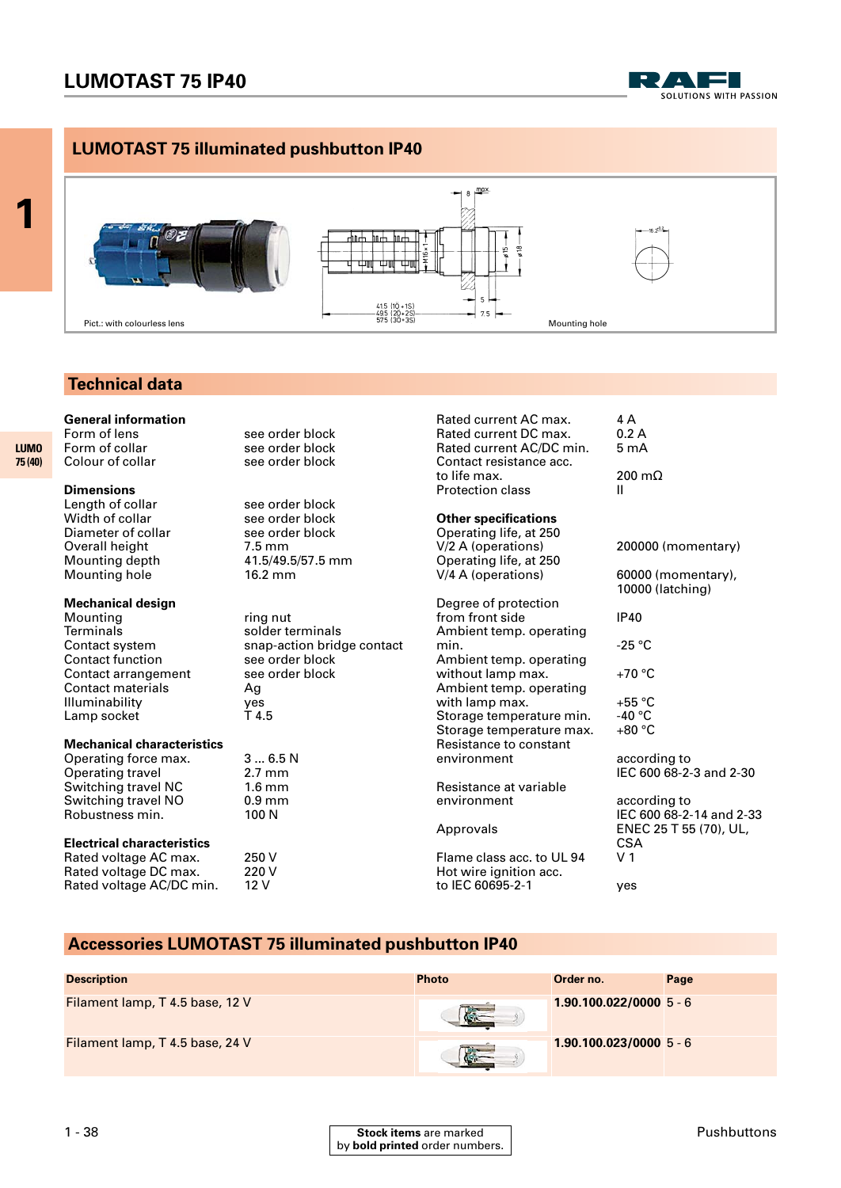# LUMOTAST 75 IP40

## LUMOTAST 75 illuminated pushbutton IP40

Pict.: with colourless lens

Mounting hole

## Technical data

**General information**

| | |
|---|---|
| Form of lens | see order block |
| Form of collar | see order block |
| Colour of collar | see order block |

**Dimensions**

| | |
|---|---|
| Length of collar | see order block |
| Width of collar | see order block |
| Diameter of collar | see order block |
| Overall height | 7.5 mm |
| Mounting depth | 41.5/49.5/57.5 mm |
| Mounting hole | 16.2 mm |

**Mechanical design**

| | |
|---|---|
| Mounting | ring nut |
| Terminals | solder terminals |
| Contact system | snap-action bridge contact |
| Contact function | see order block |
| Contact arrangement | see order block |
| Contact materials | Ag |
| Illuminability | yes |
| Lamp socket | T 4.5 |

**Mechanical characteristics**

| | |
|---|---|
| Operating force max. | 3 ... 6.5 N |
| Operating travel | 2.7 mm |
| Switching travel NC | 1.6 mm |
| Switching travel NO | 0.9 mm |
| Robustness min. | 100 N |

**Electrical characteristics**

| | |
|---|---|
| Rated voltage AC max. | 250 V |
| Rated voltage DC max. | 220 V |
| Rated voltage AC/DC min. | 12 V |
| Rated current AC max. | 4 A |
| Rated current DC max. | 0.2 A |
| Rated current AC/DC min. | 5 mA |
| Contact resistance acc. to life max. | 200 mΩ |
| Protection class | II |

**Other specifications**

| | |
|---|---|
| Operating life, at 250 V/2 A (operations) | 200000 (momentary) |
| Operating life, at 250 V/4 A (operations) | 60000 (momentary), 10000 (latching) |
| Degree of protection from front side | IP40 |
| Ambient temp. operating min. | -25 °C |
| Ambient temp. operating without lamp max. | +70 °C |
| Ambient temp. operating with lamp max. | +55 °C |
| Storage temperature min. | -40 °C |
| Storage temperature max. | +80 °C |
| Resistance to constant environment | according to IEC 600 68-2-3 and 2-30 |
| Resistance at variable environment | according to IEC 600 68-2-14 and 2-33 |
| Approvals | ENEC 25 T 55 (70), UL, CSA |
| Flame class acc. to UL 94 | V 1 |
| Hot wire ignition acc. to IEC 60695-2-1 | yes |

## Accessories LUMOTAST 75 illuminated pushbutton IP40

| Description | Photo | Order no. | Page |
|---|---|---|---|
| Filament lamp, T 4.5 base, 12 V | | **1.90.100.022/0000** | 5 - 6 |
| Filament lamp, T 4.5 base, 24 V | | **1.90.100.023/0000** | 5 - 6 |

**Stock items** are marked by **bold printed** order numbers.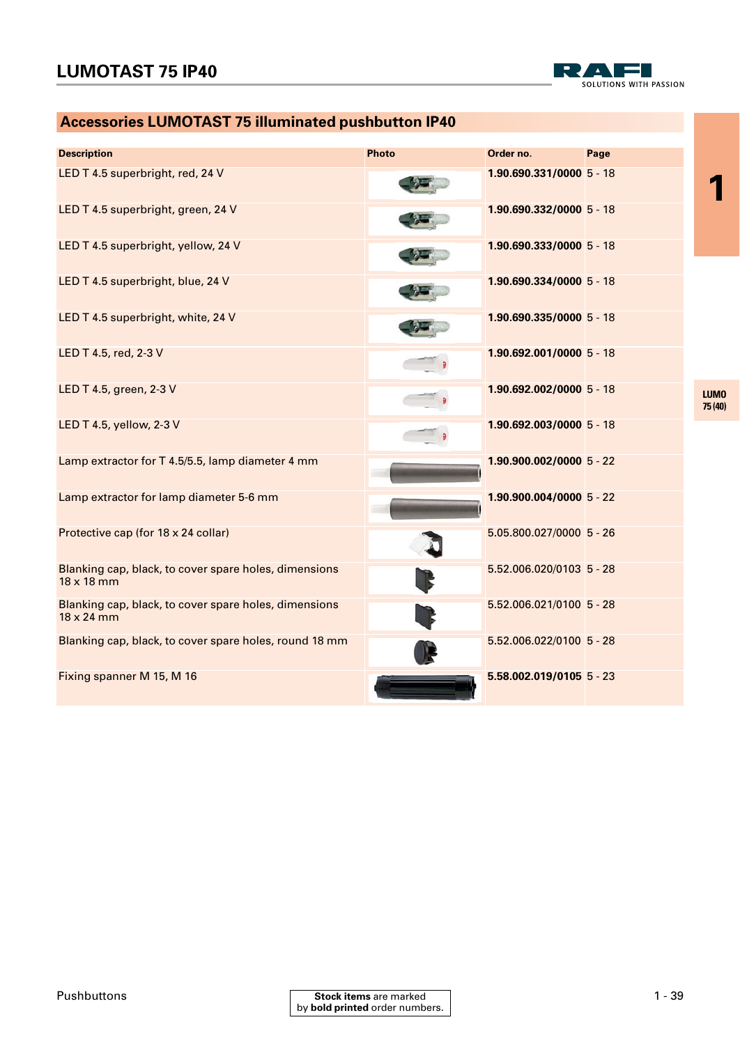# LUMOTAST 75 IP40

## Accessories LUMOTAST 75 illuminated pushbutton IP40

| Description | Photo | Order no. | Page |
|---|---|---|---|
| LED T 4.5 superbright, red, 24 V | | **1.90.690.331/0000** | 5 - 18 |
| LED T 4.5 superbright, green, 24 V | | **1.90.690.332/0000** | 5 - 18 |
| LED T 4.5 superbright, yellow, 24 V | | **1.90.690.333/0000** | 5 - 18 |
| LED T 4.5 superbright, blue, 24 V | | **1.90.690.334/0000** | 5 - 18 |
| LED T 4.5 superbright, white, 24 V | | **1.90.690.335/0000** | 5 - 18 |
| LED T 4.5, red, 2-3 V | | **1.90.692.001/0000** | 5 - 18 |
| LED T 4.5, green, 2-3 V | | **1.90.692.002/0000** | 5 - 18 |
| LED T 4.5, yellow, 2-3 V | | **1.90.692.003/0000** | 5 - 18 |
| Lamp extractor for T 4.5/5.5, lamp diameter 4 mm | | **1.90.900.002/0000** | 5 - 22 |
| Lamp extractor for lamp diameter 5-6 mm | | **1.90.900.004/0000** | 5 - 22 |
| Protective cap (for 18 x 24 collar) | | 5.05.800.027/0000 | 5 - 26 |
| Blanking cap, black, to cover spare holes, dimensions 18 x 18 mm | | 5.52.006.020/0103 | 5 - 28 |
| Blanking cap, black, to cover spare holes, dimensions 18 x 24 mm | | 5.52.006.021/0100 | 5 - 28 |
| Blanking cap, black, to cover spare holes, round 18 mm | | 5.52.006.022/0100 | 5 - 28 |
| Fixing spanner M 15, M 16 | | **5.58.002.019/0105** | 5 - 23 |

**Stock items** are marked by **bold printed** order numbers.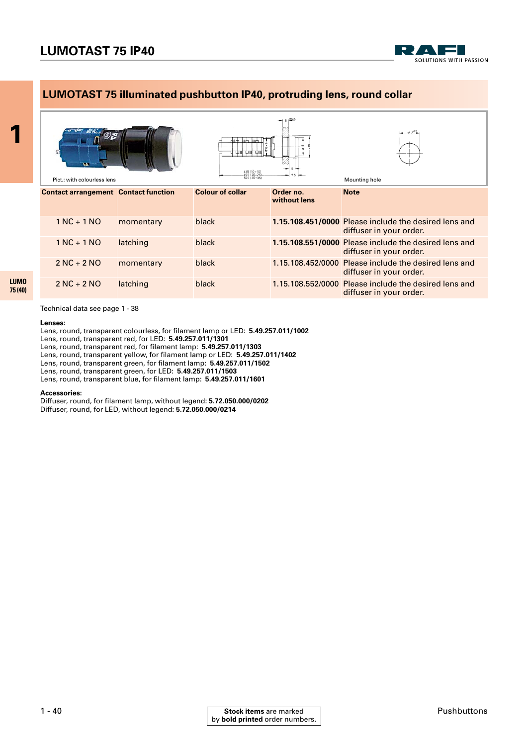## LUMOTAST 75 illuminated pushbutton IP40, protruding lens, round collar

Pict.: with colourless lens

Mounting hole

| Contact arrangement | Contact function | Colour of collar | Order no. without lens | Note |
|---|---|---|---|---|
| 1 NC + 1 NO | momentary | black | **1.15.108.451/0000** | Please include the desired lens and diffuser in your order. |
| 1 NC + 1 NO | latching | black | **1.15.108.551/0000** | Please include the desired lens and diffuser in your order. |
| 2 NC + 2 NO | momentary | black | 1.15.108.452/0000 | Please include the desired lens and diffuser in your order. |
| 2 NC + 2 NO | latching | black | 1.15.108.552/0000 | Please include the desired lens and diffuser in your order. |

Technical data see page 1 - 38

**Lenses:**
Lens, round, transparent colourless, for filament lamp or LED: **5.49.257.011/1002**
Lens, round, transparent red, for LED: **5.49.257.011/1301**
Lens, round, transparent red, for filament lamp: **5.49.257.011/1303**
Lens, round, transparent yellow, for filament lamp or LED: **5.49.257.011/1402**
Lens, round, transparent green, for filament lamp: **5.49.257.011/1502**
Lens, round, transparent green, for LED: **5.49.257.011/1503**
Lens, round, transparent blue, for filament lamp: **5.49.257.011/1601**

**Accessories:**
Diffuser, round, for filament lamp, without legend: **5.72.050.000/0202**
Diffuser, round, for LED, without legend: **5.72.050.000/0214**

**Stock items** are marked by **bold printed** order numbers.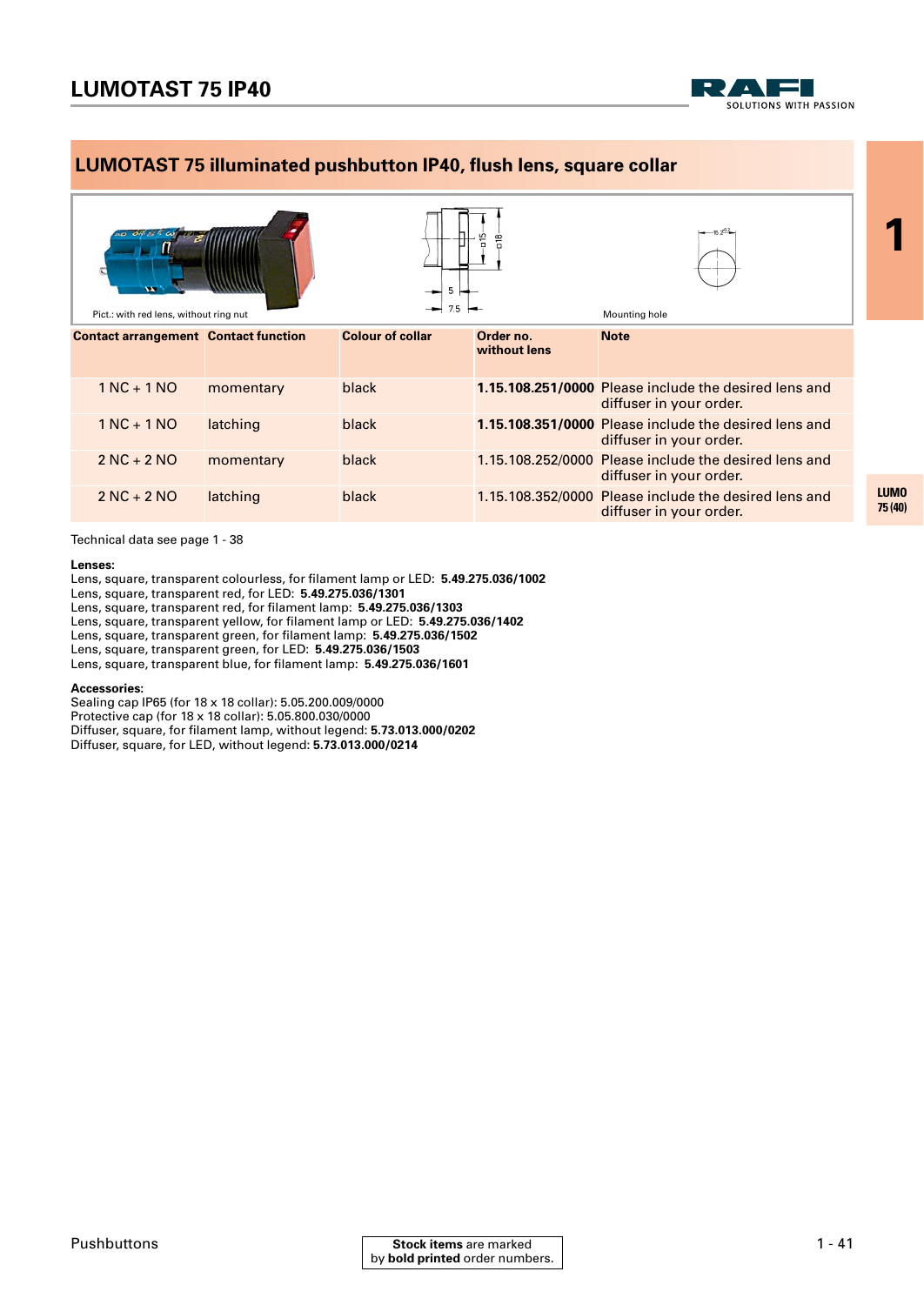# LUMOTAST 75 IP40

## LUMOTAST 75 illuminated pushbutton IP40, flush lens, square collar

Pict.: with red lens, without ring nut

Mounting hole

| Contact arrangement | Contact function | Colour of collar | Order no. without lens | Note |
|---|---|---|---|---|
| 1 NC + 1 NO | momentary | black | **1.15.108.251/0000** | Please include the desired lens and diffuser in your order. |
| 1 NC + 1 NO | latching | black | **1.15.108.351/0000** | Please include the desired lens and diffuser in your order. |
| 2 NC + 2 NO | momentary | black | 1.15.108.252/0000 | Please include the desired lens and diffuser in your order. |
| 2 NC + 2 NO | latching | black | 1.15.108.352/0000 | Please include the desired lens and diffuser in your order. |

Technical data see page 1 - 38

**Lenses:**
Lens, square, transparent colourless, for filament lamp or LED: **5.49.275.036/1002**
Lens, square, transparent red, for LED: **5.49.275.036/1301**
Lens, square, transparent red, for filament lamp: **5.49.275.036/1303**
Lens, square, transparent yellow, for filament lamp or LED: **5.49.275.036/1402**
Lens, square, transparent green, for filament lamp: **5.49.275.036/1502**
Lens, square, transparent green, for LED: **5.49.275.036/1503**
Lens, square, transparent blue, for filament lamp: **5.49.275.036/1601**

**Accessories:**
Sealing cap IP65 (for 18 x 18 collar): 5.05.200.009/0000
Protective cap (for 18 x 18 collar): 5.05.800.030/0000
Diffuser, square, for filament lamp, without legend: **5.73.013.000/0202**
Diffuser, square, for LED, without legend: **5.73.013.000/0214**

**Stock items** are marked by **bold printed** order numbers.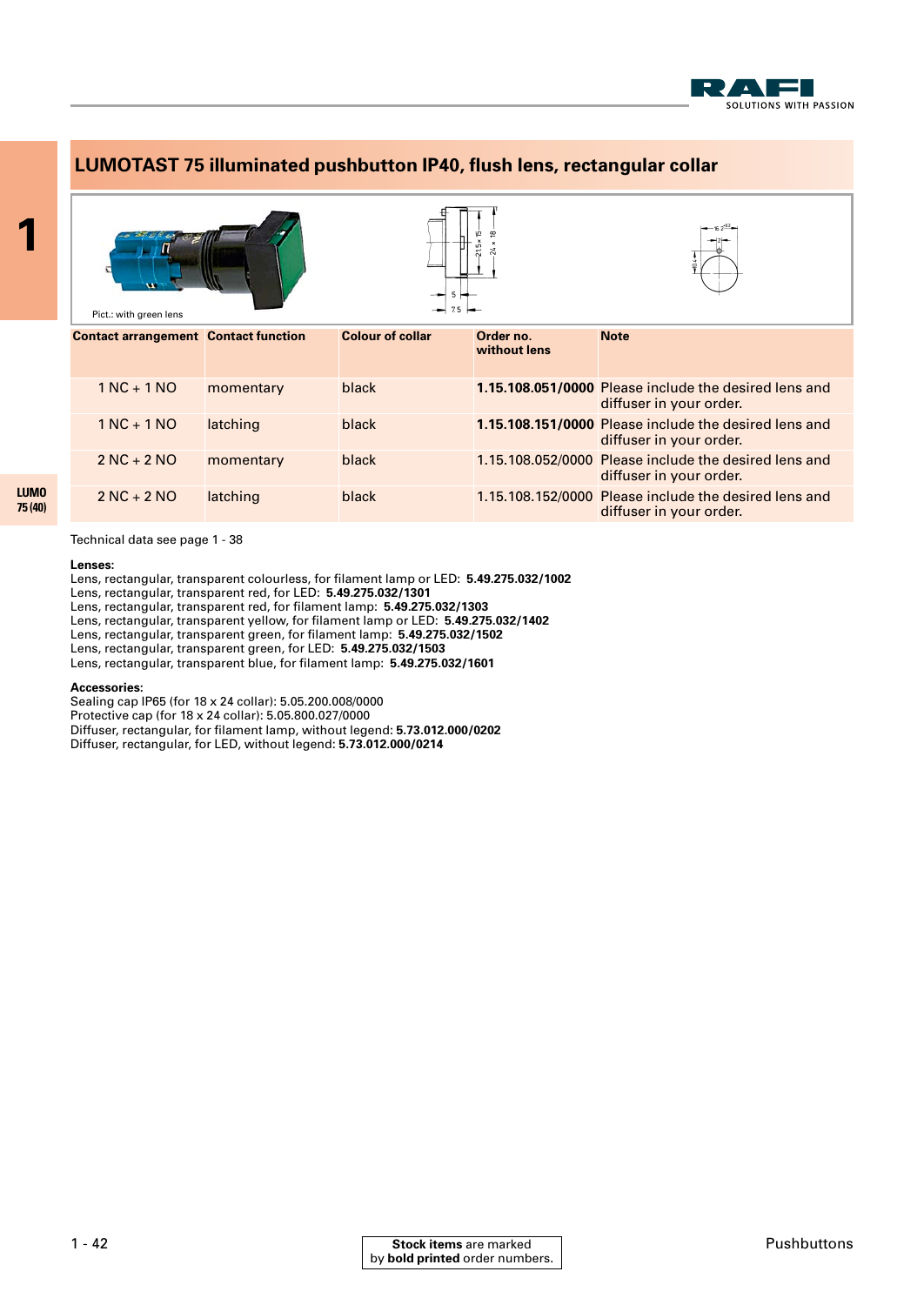## LUMOTAST 75 illuminated pushbutton IP40, flush lens, rectangular collar

Pict.: with green lens

| Contact arrangement | Contact function | Colour of collar | Order no. without lens | Note |
|---|---|---|---|---|
| 1 NC + 1 NO | momentary | black | **1.15.108.051/0000** | Please include the desired lens and diffuser in your order. |
| 1 NC + 1 NO | latching | black | **1.15.108.151/0000** | Please include the desired lens and diffuser in your order. |
| 2 NC + 2 NO | momentary | black | 1.15.108.052/0000 | Please include the desired lens and diffuser in your order. |
| 2 NC + 2 NO | latching | black | 1.15.108.152/0000 | Please include the desired lens and diffuser in your order. |

Technical data see page 1 - 38

**Lenses:**
Lens, rectangular, transparent colourless, for filament lamp or LED: **5.49.275.032/1002**
Lens, rectangular, transparent red, for LED: **5.49.275.032/1301**
Lens, rectangular, transparent red, for filament lamp: **5.49.275.032/1303**
Lens, rectangular, transparent yellow, for filament lamp or LED: **5.49.275.032/1402**
Lens, rectangular, transparent green, for filament lamp: **5.49.275.032/1502**
Lens, rectangular, transparent green, for LED: **5.49.275.032/1503**
Lens, rectangular, transparent blue, for filament lamp: **5.49.275.032/1601**

**Accessories:**
Sealing cap IP65 (for 18 x 24 collar): 5.05.200.008/0000
Protective cap (for 18 x 24 collar): 5.05.800.027/0000
Diffuser, rectangular, for filament lamp, without legend: **5.73.012.000/0202**
Diffuser, rectangular, for LED, without legend: **5.73.012.000/0214**

**Stock items** are marked by **bold printed** order numbers.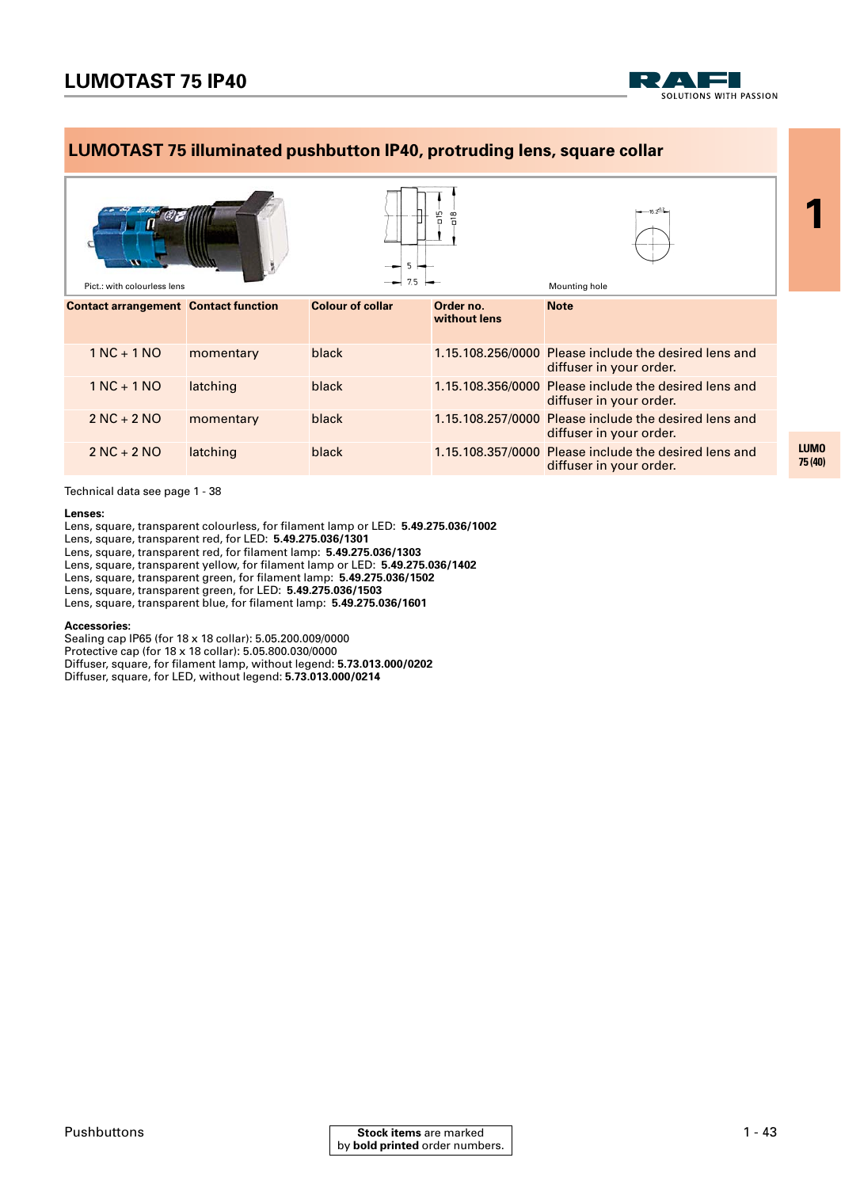# LUMOTAST 75 IP40

## LUMOTAST 75 illuminated pushbutton IP40, protruding lens, square collar

Pict.: with colourless lens

Mounting hole

| Contact arrangement | Contact function | Colour of collar | Order no. without lens | Note |
|---|---|---|---|---|
| 1 NC + 1 NO | momentary | black | 1.15.108.256/0000 | Please include the desired lens and diffuser in your order. |
| 1 NC + 1 NO | latching | black | 1.15.108.356/0000 | Please include the desired lens and diffuser in your order. |
| 2 NC + 2 NO | momentary | black | 1.15.108.257/0000 | Please include the desired lens and diffuser in your order. |
| 2 NC + 2 NO | latching | black | 1.15.108.357/0000 | Please include the desired lens and diffuser in your order. |

Technical data see page 1 - 38

**Lenses:**
Lens, square, transparent colourless, for filament lamp or LED: **5.49.275.036/1002**
Lens, square, transparent red, for LED: **5.49.275.036/1301**
Lens, square, transparent red, for filament lamp: **5.49.275.036/1303**
Lens, square, transparent yellow, for filament lamp or LED: **5.49.275.036/1402**
Lens, square, transparent green, for filament lamp: **5.49.275.036/1502**
Lens, square, transparent green, for LED: **5.49.275.036/1503**
Lens, square, transparent blue, for filament lamp: **5.49.275.036/1601**

**Accessories:**
Sealing cap IP65 (for 18 x 18 collar): 5.05.200.009/0000
Protective cap (for 18 x 18 collar): 5.05.800.030/0000
Diffuser, square, for filament lamp, without legend: **5.73.013.000/0202**
Diffuser, square, for LED, without legend: **5.73.013.000/0214**

Pushbuttons

**Stock items** are marked by **bold printed** order numbers.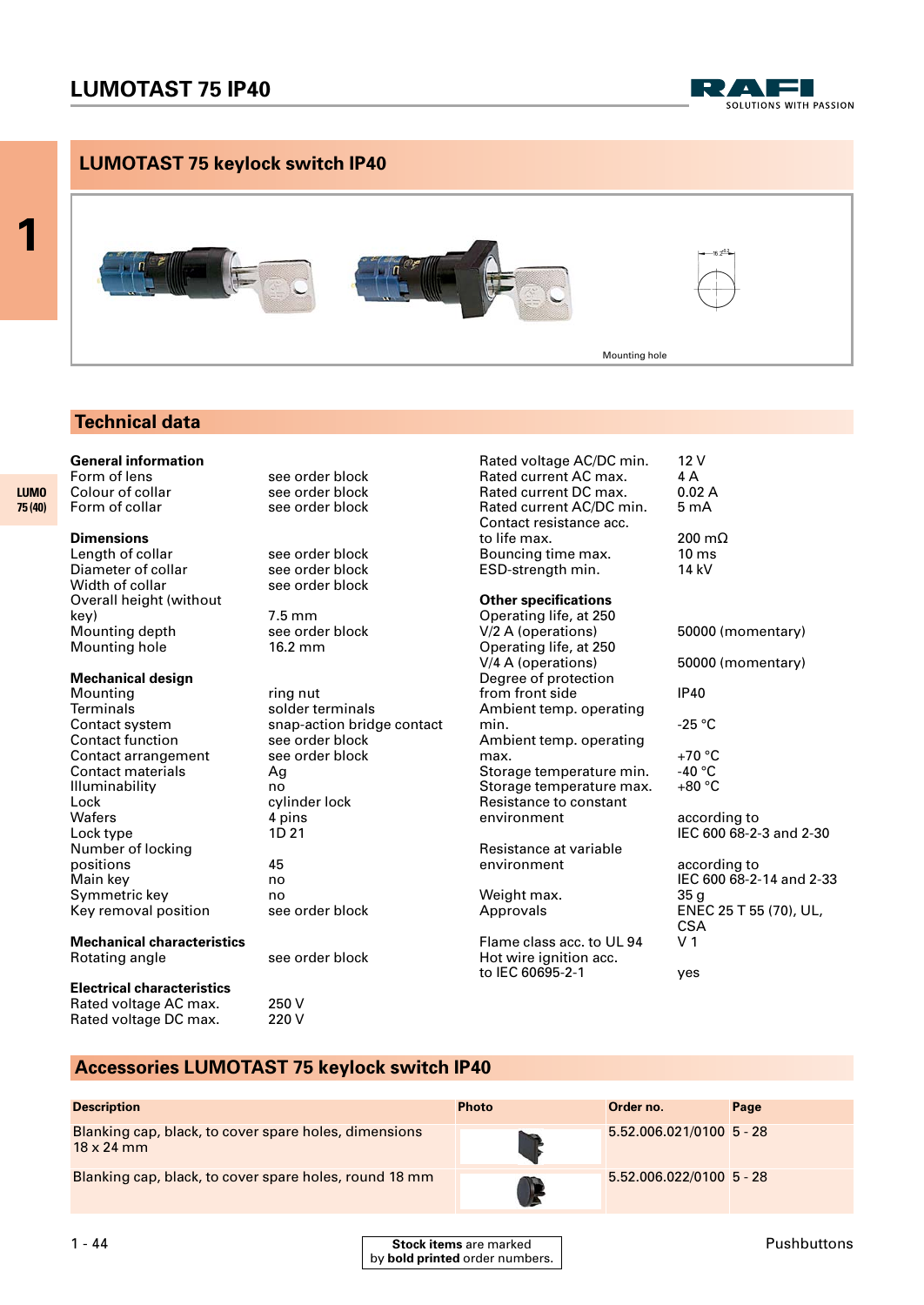# LUMOTAST 75 IP40

## LUMOTAST 75 keylock switch IP40

Mounting hole

## Technical data

| General information | |
|---|---|
| Form of lens | see order block |
| Colour of collar | see order block |
| Form of collar | see order block |
| **Dimensions** | |
| Length of collar | see order block |
| Diameter of collar | see order block |
| Width of collar | see order block |
| Overall height (without key) | 7.5 mm |
| Mounting depth | see order block |
| Mounting hole | 16.2 mm |
| **Mechanical design** | |
| Mounting | ring nut |
| Terminals | solder terminals |
| Contact system | snap-action bridge contact |
| Contact function | see order block |
| Contact arrangement | see order block |
| Contact materials | Ag |
| Illuminability | no |
| Lock | cylinder lock |
| Wafers | 4 pins |
| Lock type | 1D 21 |
| Number of locking positions | 45 |
| Main key | no |
| Symmetric key | no |
| Key removal position | see order block |
| **Mechanical characteristics** | |
| Rotating angle | see order block |
| **Electrical characteristics** | |
| Rated voltage AC max. | 250 V |
| Rated voltage DC max. | 220 V |
| Rated voltage AC/DC min. | 12 V |
| Rated current AC max. | 4 A |
| Rated current DC max. | 0.02 A |
| Rated current AC/DC min. | 5 mA |
| Contact resistance acc. to life max. | 200 mΩ |
| Bouncing time max. | 10 ms |
| ESD-strength min. | 14 kV |
| **Other specifications** | |
| Operating life, at 250 V/2 A (operations) | 50000 (momentary) |
| Operating life, at 250 V/4 A (operations) | 50000 (momentary) |
| Degree of protection from front side | IP40 |
| Ambient temp. operating min. | -25 °C |
| Ambient temp. operating max. | +70 °C |
| Storage temperature min. | -40 °C |
| Storage temperature max. | +80 °C |
| Resistance to constant environment | according to IEC 600 68-2-3 and 2-30 |
| Resistance at variable environment | according to IEC 600 68-2-14 and 2-33 |
| Weight max. | 35 g |
| Approvals | ENEC 25 T 55 (70), UL, CSA |
| Flame class acc. to UL 94 | V 1 |
| Hot wire ignition acc. to IEC 60695-2-1 | yes |

## Accessories LUMOTAST 75 keylock switch IP40

| Description | Photo | Order no. | Page |
|---|---|---|---|
| Blanking cap, black, to cover spare holes, dimensions 18 x 24 mm | | 5.52.006.021/0100 | 5 - 28 |
| Blanking cap, black, to cover spare holes, round 18 mm | | 5.52.006.022/0100 | 5 - 28 |

**Stock items** are marked by **bold printed** order numbers.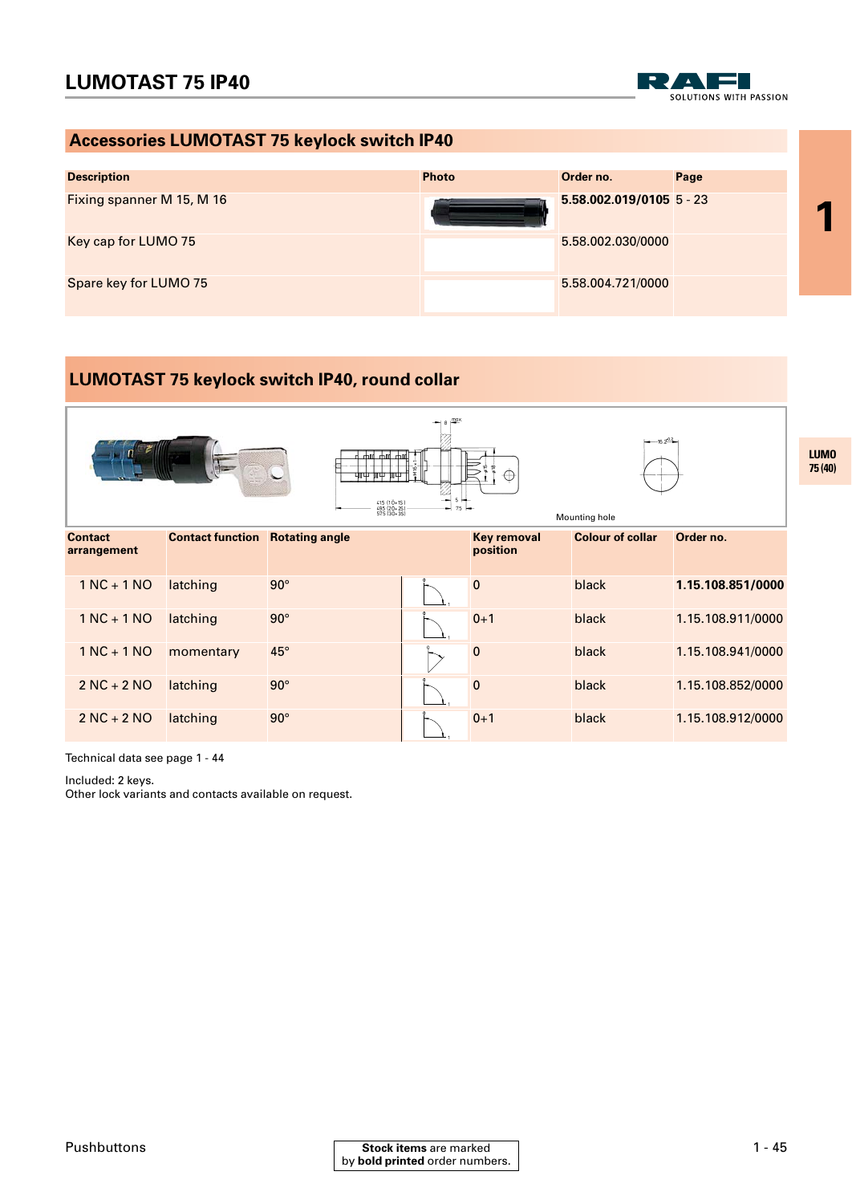# LUMOTAST 75 IP40

## Accessories LUMOTAST 75 keylock switch IP40

| Description | Photo | Order no. | Page |
|---|---|---|---|
| Fixing spanner M 15, M 16 | | **5.58.002.019/0105** | 5 - 23 |
| Key cap for LUMO 75 | | 5.58.002.030/0000 | |
| Spare key for LUMO 75 | | 5.58.004.721/0000 | |

## LUMOTAST 75 keylock switch IP40, round collar

Mounting hole

| Contact arrangement | Contact function | Rotating angle | | Key removal position | Colour of collar | Order no. |
|---|---|---|---|---|---|---|
| 1 NC + 1 NO | latching | 90° | | 0 | black | **1.15.108.851/0000** |
| 1 NC + 1 NO | latching | 90° | | 0+1 | black | 1.15.108.911/0000 |
| 1 NC + 1 NO | momentary | 45° | | 0 | black | 1.15.108.941/0000 |
| 2 NC + 2 NO | latching | 90° | | 0 | black | 1.15.108.852/0000 |
| 2 NC + 2 NO | latching | 90° | | 0+1 | black | 1.15.108.912/0000 |

Technical data see page 1 - 44

Included: 2 keys.
Other lock variants and contacts available on request.

**Stock items** are marked by **bold printed** order numbers.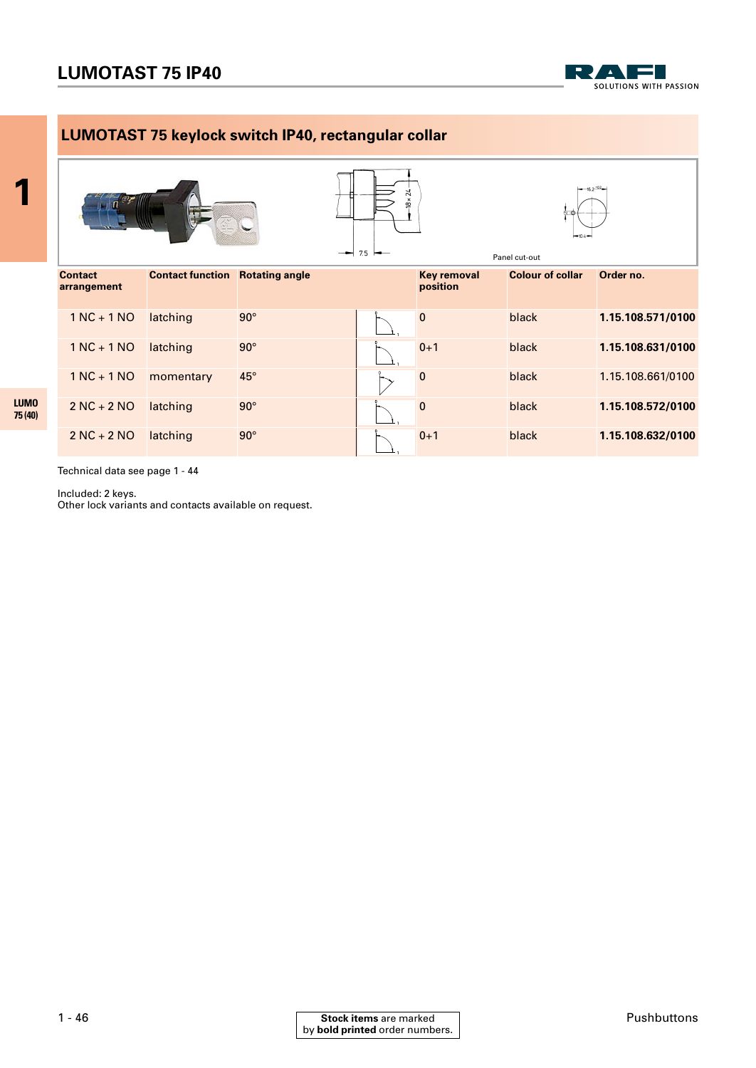# LUMOTAST 75 IP40

## LUMOTAST 75 keylock switch IP40, rectangular collar

18 x 24

7.5

Panel cut-out

| Contact arrangement | Contact function | Rotating angle | | Key removal position | Colour of collar | Order no. |
|---|---|---|---|---|---|---|
| 1 NC + 1 NO | latching | 90° | | 0 | black | **1.15.108.571/0100** |
| 1 NC + 1 NO | latching | 90° | | 0+1 | black | **1.15.108.631/0100** |
| 1 NC + 1 NO | momentary | 45° | | 0 | black | 1.15.108.661/0100 |
| 2 NC + 2 NO | latching | 90° | | 0 | black | **1.15.108.572/0100** |
| 2 NC + 2 NO | latching | 90° | | 0+1 | black | **1.15.108.632/0100** |

Technical data see page 1 - 44

Included: 2 keys.
Other lock variants and contacts available on request.

**Stock items** are marked by **bold printed** order numbers.